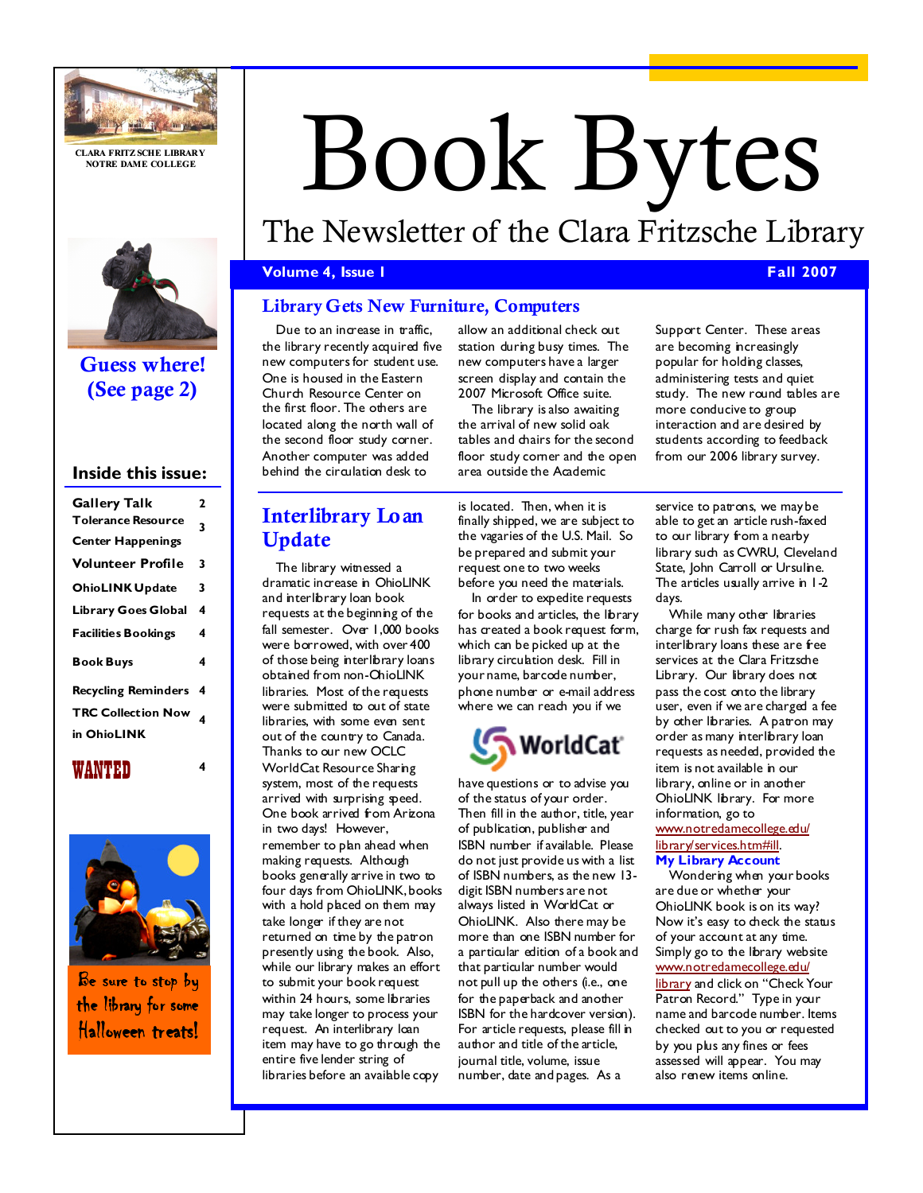CLARA FRITZSCHE LIBRARY
NOTRE DAME COLLEGE

# Book Bytes

## The Newsletter of the Clara Fritzsche Library

**Volume 4, Issue 1** — **Fall 2007**

**Guess where! (See page 2)**

### Inside this issue:

| | |
|---|---|
| Gallery Talk | 2 |
| Tolerance Resource Center Happenings | 3 |
| Volunteer Profile | 3 |
| OhioLINK Update | 3 |
| Library Goes Global | 4 |
| Facilities Bookings | 4 |
| Book Buys | 4 |
| Recycling Reminders | 4 |
| TRC Collection Now in OhioLINK | 4 |
| WANTED | 4 |

*Be sure to stop by the library for some Halloween treats!*

## Library Gets New Furniture, Computers

Due to an increase in traffic, the library recently acquired five new computers for student use. One is housed in the Eastern Church Resource Center on the first floor. The others are located along the north wall of the second floor study corner. Another computer was added behind the circulation desk to allow an additional check out station during busy times. The new computers have a larger screen display and contain the 2007 Microsoft Office suite.

The library is also awaiting the arrival of new solid oak tables and chairs for the second floor study corner and the open area outside the Academic Support Center. These areas are becoming increasingly popular for holding classes, administering tests and quiet study. The new round tables are more conducive to group interaction and are desired by students according to feedback from our 2006 library survey.

## Interlibrary Loan Update

The library witnessed a dramatic increase in OhioLINK and interlibrary loan book requests at the beginning of the fall semester. Over 1,000 books were borrowed, with over 400 of those being interlibrary loans obtained from non-OhioLINK libraries. Most of the requests were submitted to out of state libraries, with some even sent out of the country to Canada. Thanks to our new OCLC WorldCat Resource Sharing system, most of the requests arrived with surprising speed. One book arrived from Arizona in two days! However, remember to plan ahead when making requests. Although books generally arrive in two to four days from OhioLINK, books with a hold placed on them may take longer if they are not returned on time by the patron presently using the book. Also, while our library makes an effort to submit your book request within 24 hours, some libraries may take longer to process your request. An interlibrary loan item may have to go through the entire five lender string of libraries before an available copy is located. Then, when it is finally shipped, we are subject to the vagaries of the U.S. Mail. So be prepared and submit your request one to two weeks before you need the materials.

In order to expedite requests for books and articles, the library has created a book request form, which can be picked up at the library circulation desk. Fill in your name, barcode number, phone number or e-mail address where we can reach you if we have questions or to advise you of the status of your order. Then fill in the author, title, year of publication, publisher and ISBN number if available. Please do not just provide us with a list of ISBN numbers, as the new 13-digit ISBN numbers are not always listed in WorldCat or OhioLINK. Also there may be more than one ISBN number for a particular edition of a book and that particular number would not pull up the others (i.e., one for the paperback and another ISBN for the hardcover version). For article requests, please fill in author and title of the article, journal title, volume, issue number, date and pages. As a service to patrons, we may be able to get an article rush-faxed to our library from a nearby library such as CWRU, Cleveland State, John Carroll or Ursuline. The articles usually arrive in 1-2 days.

While many other libraries charge for rush fax requests and interlibrary loans these are free services at the Clara Fritzsche Library. Our library does not pass the cost onto the library user, even if we are charged a fee by other libraries. A patron may order as many interlibrary loan requests as needed, provided the item is not available in our library, online or in another OhioLINK library. For more information, go to www.notredamecollege.edu/library/services.htm#ill.

### My Library Account

Wondering when your books are due or whether your OhioLINK book is on its way? Now it's easy to check the status of your account at any time. Simply go to the library website www.notredamecollege.edu/library and click on "Check Your Patron Record." Type in your name and barcode number. Items checked out to you or requested by you plus any fines or fees assessed will appear. You may also renew items online.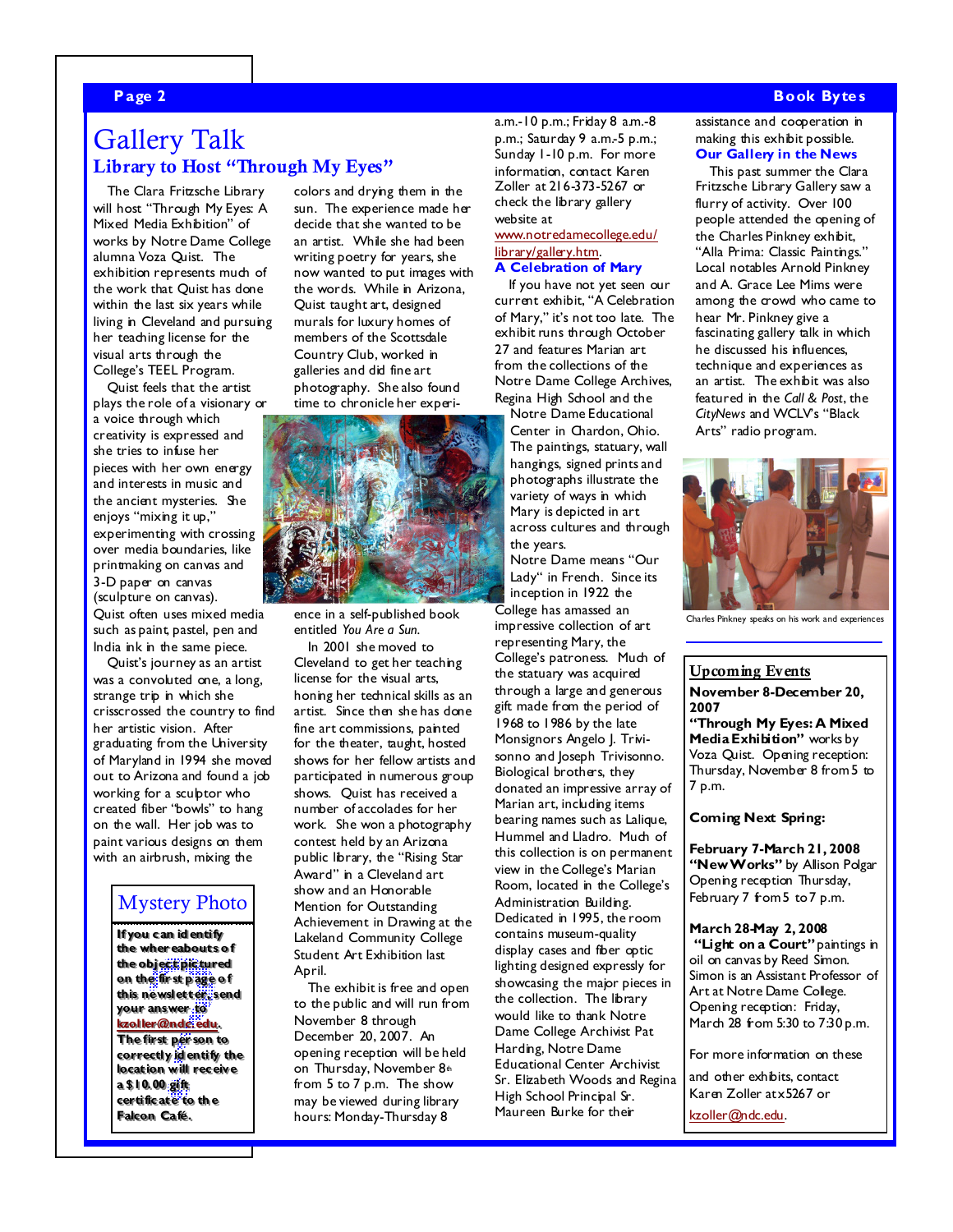# Gallery Talk

## Library to Host "Through My Eyes"

The Clara Fritzsche Library will host "Through My Eyes: A Mixed Media Exhibition" of works by Notre Dame College alumna Voza Quist. The exhibition represents much of the work that Quist has done within the last six years while living in Cleveland and pursuing her teaching license for the visual arts through the College's TEEL Program.

Quist feels that the artist plays the role of a visionary or a voice through which creativity is expressed and she tries to infuse her pieces with her own energy and interests in music and the ancient mysteries. She enjoys "mixing it up," experimenting with crossing over media boundaries, like printmaking on canvas and 3-D paper on canvas (sculpture on canvas). Quist often uses mixed media such as paint, pastel, pen and India ink in the same piece.

Quist's journey as an artist was a convoluted one, a long, strange trip in which she crisscrossed the country to find her artistic vision. After graduating from the University of Maryland in 1994 she moved out to Arizona and found a job working for a sculptor who created fiber "bowls" to hang on the wall. Her job was to paint various designs on them with an airbrush, mixing the colors and drying them in the sun. The experience made her decide that she wanted to be an artist. While she had been writing poetry for years, she now wanted to put images with the words. While in Arizona, Quist taught art, designed murals for luxury homes of members of the Scottsdale Country Club, worked in galleries and did fine art photography. She also found time to chronicle her experience in a self-published book entitled *You Are a Sun*.

In 2001 she moved to Cleveland to get her teaching license for the visual arts, honing her technical skills as an artist. Since then she has done fine art commissions, painted for the theater, taught, hosted shows for her fellow artists and participated in numerous group shows. Quist has received a number of accolades for her work. She won a photography contest held by an Arizona public library, the "Rising Star Award" in a Cleveland art show and an Honorable Mention for Outstanding Achievement in Drawing at the Lakeland Community College Student Art Exhibition last April.

The exhibit is free and open to the public and will run from November 8 through December 20, 2007. An opening reception will be held on Thursday, November 8th from 5 to 7 p.m. The show may be viewed during library hours: Monday-Thursday 8 a.m.-10 p.m.; Friday 8 a.m.-8 p.m.; Saturday 9 a.m.-5 p.m.; Sunday 1-10 p.m. For more information, contact Karen Zoller at 216-373-5267 or check the library gallery website at www.notredamecollege.edu/library/gallery.htm.

## Mystery Photo

**If you can identify the whereabouts of the object pictured on the first page of this newsletter, send your answer to kzoller@ndc.edu. The first person to correctly identify the location will receive a $10.00 gift certificate to the Falcon Café.**

### A Celebration of Mary

If you have not yet seen our current exhibit, "A Celebration of Mary," it's not too late. The exhibit runs through October 27 and features Marian art from the collections of the Notre Dame College Archives, Regina High School and the Notre Dame Educational Center in Chardon, Ohio. The paintings, statuary, wall hangings, signed prints and photographs illustrate the variety of ways in which Mary is depicted in art across cultures and through the years.

Notre Dame means "Our Lady" in French. Since its inception in 1922 the College has amassed an impressive collection of art representing Mary, the College's patroness. Much of the statuary was acquired through a large and generous gift made from the period of 1968 to 1986 by the late Monsignors Angelo J. Trivisonno and Joseph Trivisonno. Biological brothers, they donated an impressive array of Marian art, including items bearing names such as Lalique, Hummel and Lladro. Much of this collection is on permanent view in the College's Marian Room, located in the College's Administration Building. Dedicated in 1995, the room contains museum-quality display cases and fiber optic lighting designed expressly for showcasing the major pieces in the collection. The library would like to thank Notre Dame College Archivist Pat Harding, Notre Dame Educational Center Archivist Sr. Elizabeth Woods and Regina High School Principal Sr. Maureen Burke for their assistance and cooperation in making this exhibit possible.

### Our Gallery in the News

This past summer the Clara Fritzsche Library Gallery saw a flurry of activity. Over 100 people attended the opening of the Charles Pinkney exhibit, "Alla Prima: Classic Paintings." Local notables Arnold Pinkney and A. Grace Lee Mims were among the crowd who came to hear Mr. Pinkney give a fascinating gallery talk in which he discussed his influences, technique and experiences as an artist. The exhibit was also featured in the *Call & Post*, the *CityNews* and WCLV's "Black Arts" radio program.

Charles Pinkney speaks on his work and experiences

## Upcoming Events

**November 8-December 20, 2007**
**"Through My Eyes: A Mixed Media Exhibition"** works by Voza Quist. Opening reception: Thursday, November 8 from 5 to 7 p.m.

**Coming Next Spring:**

**February 7-March 21, 2008**
**"New Works"** by Allison Polgar. Opening reception Thursday, February 7 from 5 to 7 p.m.

**March 28-May 2, 2008**
**"Light on a Court"** paintings in oil on canvas by Reed Simon. Simon is an Assistant Professor of Art at Notre Dame College. Opening reception: Friday, March 28 from 5:30 to 7:30 p.m.

For more information on these and other exhibits, contact Karen Zoller at x5267 or kzoller@ndc.edu.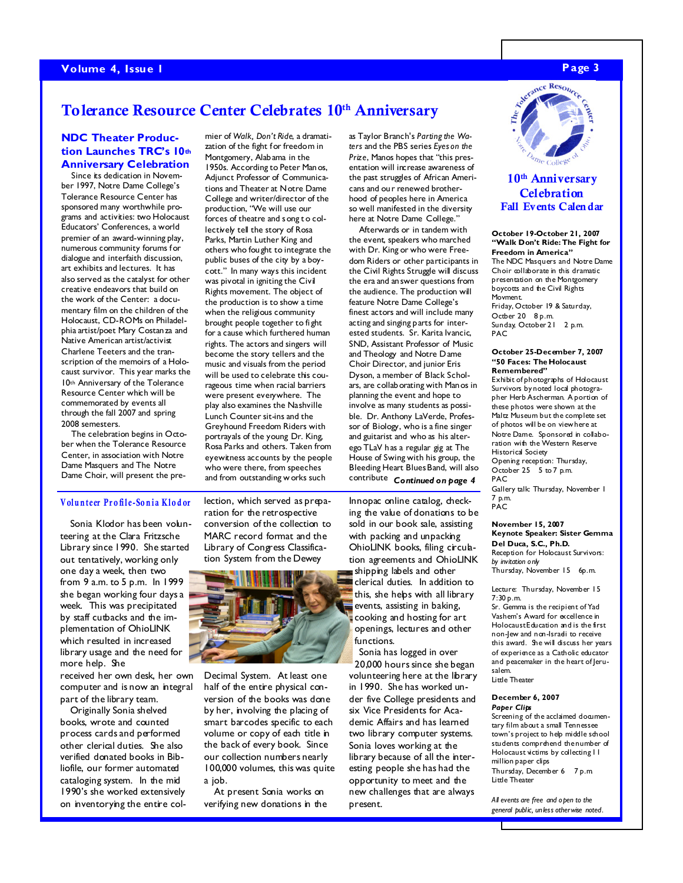# Tolerance Resource Center Celebrates 10th Anniversary

## NDC Theater Production Launches TRC's 10th Anniversary Celebration

Since its dedication in November 1997, Notre Dame College's Tolerance Resource Center has sponsored many worthwhile programs and activities: two Holocaust Educators' Conferences, a world premier of an award-winning play, numerous community forums for dialogue and interfaith discussion, art exhibits and lectures. It has also served as the catalyst for other creative endeavors that build on the work of the Center: a documentary film on the children of the Holocaust, CD-ROMs on Philadelphia artist/poet Mary Costanza and Native American artist/activist Charlene Teeters and the transcription of the memoirs of a Holocaust survivor. This year marks the 10th Anniversary of the Tolerance Resource Center which will be commemorated by events all through the fall 2007 and spring 2008 semesters.

The celebration begins in October when the Tolerance Resource Center, in association with Notre Dame Masquers and The Notre Dame Choir, will present the premier of *Walk, Don't Ride*, a dramatization of the fight for freedom in Montgomery, Alabama in the 1950s. According to Peter Manos, Adjunct Professor of Communications and Theater at Notre Dame College and writer/director of the production, "We will use our forces of theatre and song to collectively tell the story of Rosa Parks, Martin Luther King and others who fought to integrate the public buses of the city by a boycott." In many ways this incident was pivotal in igniting the Civil Rights movement. The object of the production is to show a time when the religious community brought people together to fight for a cause which furthered human rights. The actors and singers will become the story tellers and the music and visuals from the period will be used to celebrate this courageous time when racial barriers were present everywhere. The play also examines the Nashville Lunch Counter sit-ins and the Greyhound Freedom Riders with portrayals of the young Dr. King, Rosa Parks and others. Taken from eyewitness accounts by the people who were there, from speeches and from outstanding works such as Taylor Branch's *Parting the Waters* and the PBS series *Eyes on the Prize*, Manos hopes that "this presentation will increase awareness of the past struggles of African Americans and our renewed brotherhood of peoples here in America so well manifested in the diversity here at Notre Dame College."

Afterwards or in tandem with the event, speakers who marched with Dr. King or who were Freedom Riders or other participants in the Civil Rights Struggle will discuss the era and answer questions from the audience. The production will feature Notre Dame College's finest actors and will include many acting and singing parts for interested students. Sr. Karita Ivancic, SND, Assistant Professor of Music and Theology and Notre Dame Choir Director, and junior Eris Dyson, a member of Black Scholars, are collaborating with Manos in planning the event and hope to involve as many students as possible. Dr. Anthony LaVerde, Professor of Biology, who is a fine singer and guitarist and who as his alter-ego TLaV has a regular gig at The House of Swing with his group, the Bleeding Heart Blues Band, will also contribute *Continued on page 4*

## Volunteer Profile-Sonia Klodor

Sonia Klodor has been volunteering at the Clara Fritzsche Library since 1990. She started out tentatively, working only one day a week, then two from 9 a.m. to 5 p.m. In 1999 she began working four days a week. This was precipitated by staff cutbacks and the implementation of OhioLINK which resulted in increased library usage and the need for more help. She received her own desk, her own computer and is now an integral part of the library team.

Originally Sonia shelved books, wrote and counted process cards and performed other clerical duties. She also verified donated books in Bibliofile, our former automated cataloging system. In the mid 1990's she worked extensively on inventorying the entire collection, which served as preparation for the retrospective conversion of the collection to MARC record format and the Library of Congress Classification System from the Dewey Decimal System. At least one half of the entire physical conversion of the books was done by her, involving the placing of smart barcodes specific to each volume or copy of each title in the back of every book. Since our collection numbers nearly 100,000 volumes, this was quite a job.

At present Sonia works on verifying new donations in the Innopac online catalog, checking the value of donations to be sold in our book sale, assisting with packing and unpacking OhioLINK books, filing circulation agreements and OhioLINK shipping labels and other clerical duties. In addition to this, she helps with all library events, assisting in baking, cooking and hosting for art openings, lectures and other functions.

Sonia has logged in over 20,000 hours since she began volunteering here at the library in 1990. She has worked under five College presidents and six Vice Presidents for Academic Affairs and has learned two library computer systems. Sonia loves working at the library because of all the interesting people she has had the opportunity to meet and the new challenges that are always present.

## 10th Anniversary Celebration Fall Events Calendar

**October 19-October 21, 2007**
**"Walk Don't Ride: The Fight for Freedom in America"**
The NDC Masquers and Notre Dame Choir collaborate in this dramatic presentation on the Montgomery boycotts and the Civil Rights Movment.
Friday, October 19 & Saturday, Octber 20 8 p.m.
Sunday, October 21 2 p.m.
PAC

**October 25-December 7, 2007**
**"50 Faces: The Holocaust Remembered"**
Exhibit of photographs of Holocaust Survivors by noted local photographer Herb Ascherman. A portion of these photos were shown at the Maltz Museum but the complete set of photos will be on view here at Notre Dame. Sponsored in collaboration with the Western Reserve Historical Society
Opening reception: Thursday, October 25 5 to 7 p.m.
PAC
Gallery talk: Thursday, November 1 7 p.m.
PAC

**November 15, 2007**
**Keynote Speaker: Sister Gemma Del Duca, S.C., Ph.D.**
Reception for Holocaust Survivors: *by invitation only*
Thursday, November 15 6p.m.

Lecture: Thursday, November 15 7:30 p.m.
Sr. Gemma is the recipient of Yad Vashem's Award for excellence in Holocaust Education and is the first non-Jew and non-Israeli to receive this award. She will discuss her years of experience as a Catholic educator and peacemaker in the heart of Jerusalem.
Little Theater

**December 6, 2007**
***Paper Clips***
Screening of the acclaimed documentary film about a small Tennessee town's project to help middle school students comprehend the number of Holocaust victims by collecting 11 million paper clips
Thursday, December 6 7 p.m.
Little Theater

*All events are free and open to the general public, unless otherwise noted.*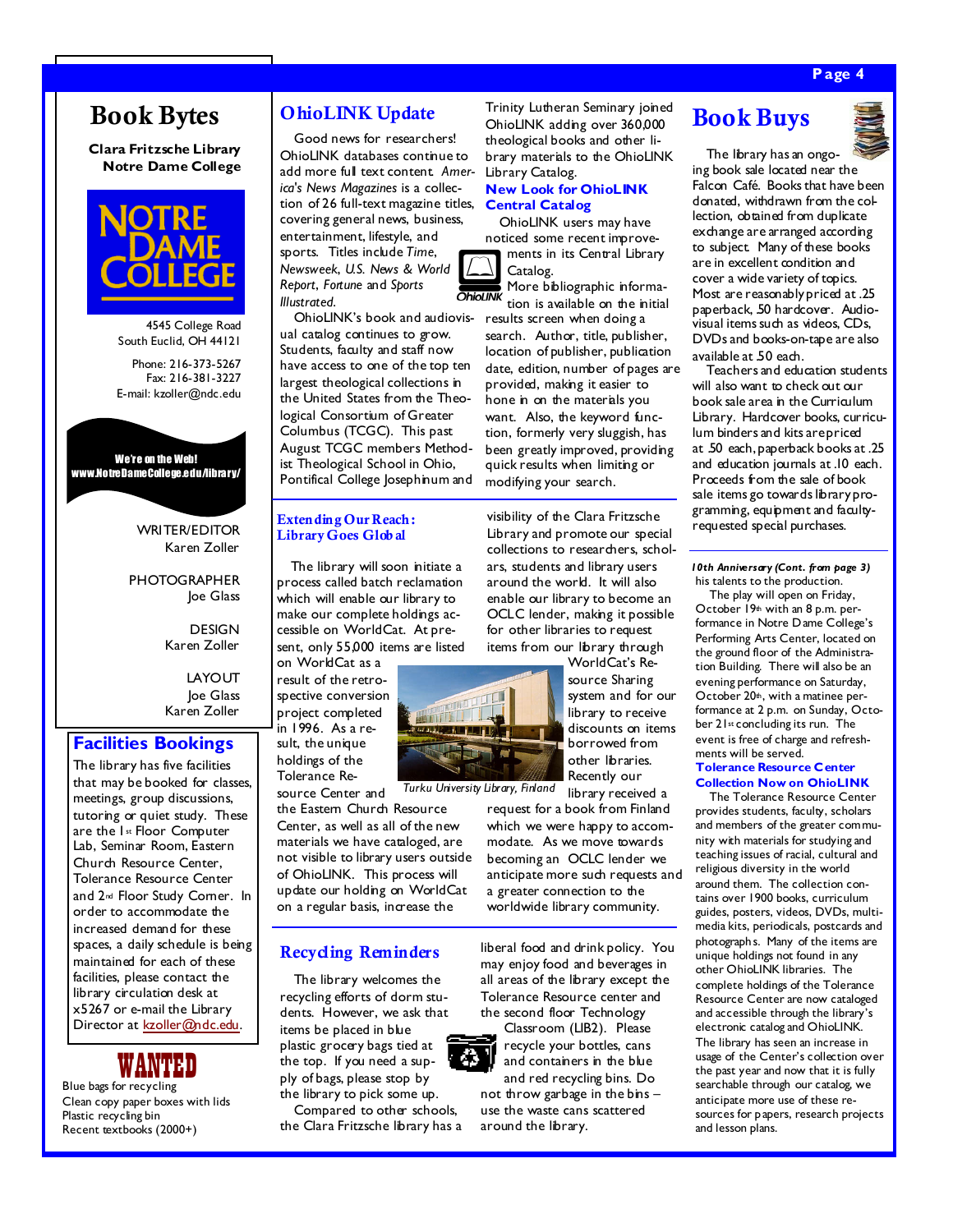# Book Bytes

**Clara Fritzsche Library**
**Notre Dame College**

NOTRE DAME COLLEGE

4545 College Road
South Euclid, OH 44121

Phone: 216-373-5267
Fax: 216-381-3227
E-mail: kzoller@ndc.edu

**We're on the Web!**
**www.NotreDameCollege.edu/library/**

WRITER/EDITOR
Karen Zoller

PHOTOGRAPHER
Joe Glass

DESIGN
Karen Zoller

LAYOUT
Joe Glass
Karen Zoller

## Facilities Bookings

The library has five facilities that may be booked for classes, meetings, group discussions, tutoring or quiet study. These are the 1st Floor Computer Lab, Seminar Room, Eastern Church Resource Center, Tolerance Resource Center and 2nd Floor Study Corner. In order to accommodate the increased demand for these spaces, a daily schedule is being maintained for each of these facilities, please contact the library circulation desk at x5267 or e-mail the Library Director at kzoller@ndc.edu.

## WANTED

Blue bags for recycling
Clean copy paper boxes with lids
Plastic recycling bin
Recent textbooks (2000+)

## OhioLINK Update

Good news for researchers! OhioLINK databases continue to add more full text content. *America's News Magazines* is a collection of 26 full-text magazine titles, covering general news, business, entertainment, lifestyle, and sports. Titles include *Time*, *Newsweek*, *U.S. News & World Report*, *Fortune* and *Sports Illustrated*.

OhioLINK's book and audiovisual catalog continues to grow. Students, faculty and staff now have access to one of the top ten largest theological collections in the United States from the Theological Consortium of Greater Columbus (TCGC). This past August TCGC members Methodist Theological School in Ohio, Pontifical College Josephinum and Trinity Lutheran Seminary joined OhioLINK adding over 360,000 theological books and other library materials to the OhioLINK Library Catalog.

### New Look for OhioLINK Central Catalog

OhioLINK users may have noticed some recent improvements in its Central Library Catalog.

More bibliographic information is available on the initial results screen when doing a search. Author, title, publisher, location of publisher, publication date, edition, number of pages are provided, making it easier to hone in on the materials you want. Also, the keyword function, formerly very sluggish, has been greatly improved, providing quick results when limiting or modifying your search.

## Extending Our Reach: Library Goes Global

The library will soon initiate a process called batch reclamation which will enable our library to make our complete holdings accessible on WorldCat. At present, only 55,000 items are listed on WorldCat as a result of the retrospective conversion project completed in 1996. As a result, the unique holdings of the Tolerance Resource Center and the Eastern Church Resource Center, as well as all of the new materials we have cataloged, are not visible to library users outside of OhioLINK. This process will update our holding on WorldCat on a regular basis, increase the visibility of the Clara Fritzsche Library and promote our special collections to researchers, scholars, students and library users around the world. It will also enable our library to become an OCLC lender, making it possible for other libraries to request items from our library through WorldCat's Resource Sharing system and for our library to receive discounts on items borrowed from other libraries. Recently our library received a request for a book from Finland which we were happy to accommodate. As we move towards becoming an OCLC lender we anticipate more such requests and a greater connection to the worldwide library community.

*Turku University Library, Finland*

## Recycling Reminders

The library welcomes the recycling efforts of our students. However, we ask that items be placed in blue plastic grocery bags tied at the top. If you need a supply of bags, please stop by the library to pick some up.

Compared to other schools, the Clara Fritzsche library has a liberal food and drink policy. You may enjoy food and beverages in all areas of the library except the Tolerance Resource center and the second floor Technology Classroom (LIB2). Please recycle your bottles, cans and containers in the blue and red recycling bins. Do not throw garbage in the bins – use the waste cans scattered around the library.

## Book Buys

The library has an ongoing book sale located near the Falcon Café. Books that have been donated, withdrawn from the collection, obtained from duplicate exchange are arranged according to subject. Many of these books are in excellent condition and cover a wide variety of topics. Most are reasonably priced at .25 paperback, .50 hardcover. Audiovisual items such as videos, CDs, DVDs and books-on-tape are also available at .50 each.

Teachers and education students will also want to check out our book sale area in the Curriculum Library. Hardcover books, curriculum binders and kits are priced at .50 each, paperback books at .25 and education journals at .10 each. Proceeds from the sale of book sale items go towards library programming, equipment and faculty-requested special purchases.

***10th Anniversary (Cont. from page 3)***

his talents to the production.

The play will open on Friday, October 19th with an 8 p.m. performance in Notre Dame College's Performing Arts Center, located on the ground floor of the Administration Building. There will also be an evening performance on Saturday, October 20th, with a matinee performance at 2 p.m. on Sunday, October 21st concluding its run. The event is free of charge and refreshments will be served.

### Tolerance Resource Center Collection Now on OhioLINK

The Tolerance Resource Center provides students, faculty, scholars and members of the greater community with materials for studying and teaching issues of racial, cultural and religious diversity in the world around them. The collection contains over 1900 books, curriculum guides, posters, videos, DVDs, multimedia kits, periodicals, postcards and photographs. Many of the items are unique holdings not found in any other OhioLINK libraries. The complete holdings of the Tolerance Resource Center are now cataloged and accessible through the library's electronic catalog and OhioLINK. The library has seen an increase in usage of the Center's collection over the past year and now that it is fully searchable through our catalog, we anticipate more use of these resources for papers, research projects and lesson plans.